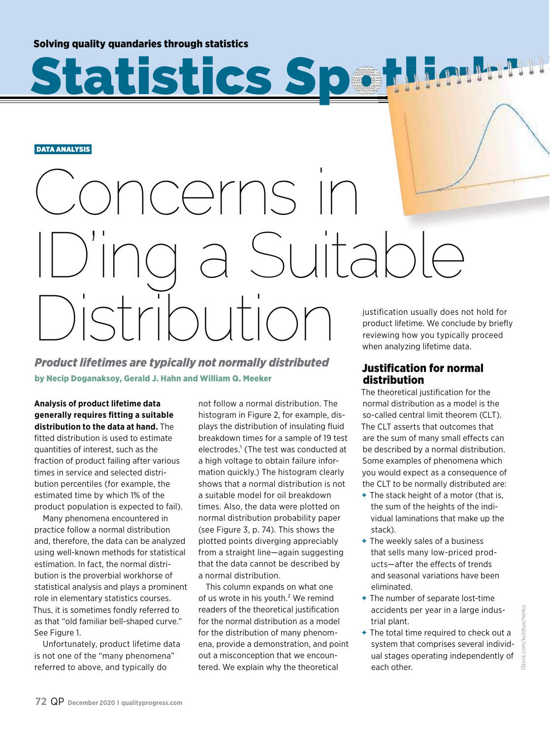Solving quality quandaries through statistics

# Statistics Spotlight

DATA ANALYSIS

# Concerns in ID'ing a Suitable Distribution

## *Product lifetimes are typically not normally distributed*

by Necip Doganaksoy, Gerald J. Hahn and William Q. Meeker

**Analysis of product lifetime data generally requires fitting a suitable distribution to the data at hand.** The fitted distribution is used to estimate quantities of interest, such as the fraction of product failing after various times in service and selected distribution percentiles (for example, the estimated time by which 1% of the product population is expected to fail).

Many phenomena encountered in practice follow a normal distribution and, therefore, the data can be analyzed using well-known methods for statistical estimation. In fact, the normal distribution is the proverbial workhorse of statistical analysis and plays a prominent role in elementary statistics courses. Thus, it is sometimes fondly referred to as that "old familiar bell-shaped curve." See Figure 1.

Unfortunately, product lifetime data is not one of the "many phenomena" referred to above, and typically do not follow a normal distribution. The histogram in Figure 2, for example, displays the distribution of insulating fluid breakdown times for a sample of 19 test electrodes.[1] (The test was conducted at a high voltage to obtain failure information quickly.) The histogram clearly shows that a normal distribution is not a suitable model for oil breakdown times. Also, the data were plotted on normal distribution probability paper (see Figure 3, p. 74). This shows the plotted points diverging appreciably from a straight line—again suggesting that the data cannot be described by a normal distribution.

This column expands on what one of us wrote in his youth.[2] We remind readers of the theoretical justification for the normal distribution as a model for the distribution of many phenomena, provide a demonstration, and point out a misconception that we encountered. We explain why the theoretical justification usually does not hold for product lifetime. We conclude by briefly reviewing how you typically proceed when analyzing lifetime data.

### Justification for normal distribution

The theoretical justification for the normal distribution as a model is the so-called central limit theorem (CLT). The CLT asserts that outcomes that are the sum of many small effects can be described by a normal distribution. Some examples of phenomena which you would expect as a consequence of the CLT to be normally distributed are:

+ The stack height of a motor (that is, the sum of the heights of the individual laminations that make up the stack).
+ The weekly sales of a business that sells many low-priced products—after the effects of trends and seasonal variations have been eliminated.
+ The number of separate lost-time accidents per year in a large industrial plant.
+ The total time required to check out a system that comprises several individual stages operating independently of each other.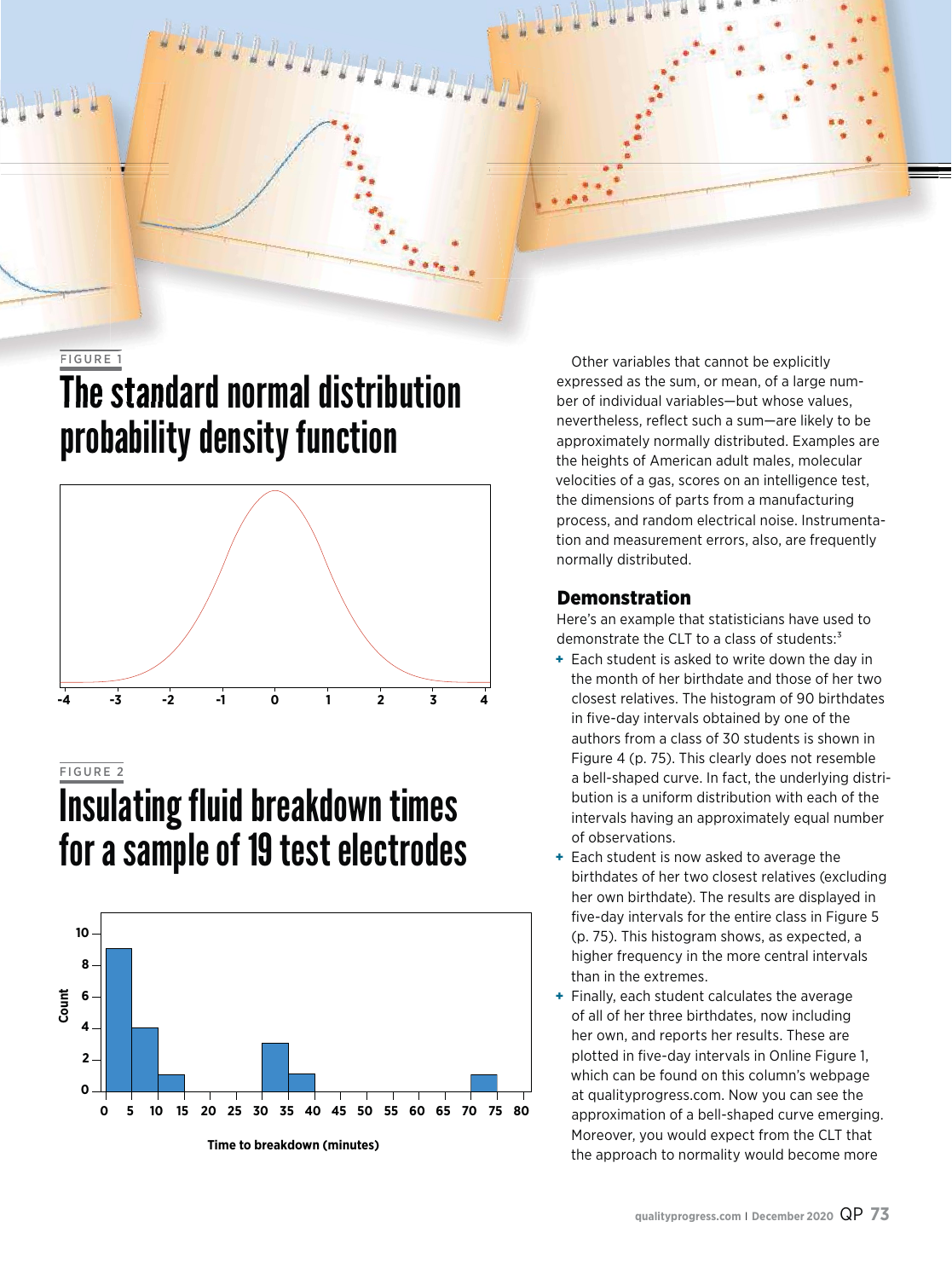FIGURE 1

## The standard normal distribution probability density function

FIGURE 2

## Insulating fluid breakdown times for a sample of 19 test electrodes

Other variables that cannot be explicitly expressed as the sum, or mean, of a large number of individual variables—but whose values, nevertheless, reflect such a sum—are likely to be approximately normally distributed. Examples are the heights of American adult males, molecular velocities of a gas, scores on an intelligence test, the dimensions of parts from a manufacturing process, and random electrical noise. Instrumentation and measurement errors, also, are frequently normally distributed.

### Demonstration

Here's an example that statisticians have used to demonstrate the CLT to a class of students:[3]

- Each student is asked to write down the day in the month of her birthdate and those of her two closest relatives. The histogram of 90 birthdates in five-day intervals obtained by one of the authors from a class of 30 students is shown in Figure 4 (p. 75). This clearly does not resemble a bell-shaped curve. In fact, the underlying distribution is a uniform distribution with each of the intervals having an approximately equal number of observations.
- Each student is now asked to average the birthdates of her two closest relatives (excluding her own birthdate). The results are displayed in five-day intervals for the entire class in Figure 5 (p. 75). This histogram shows, as expected, a higher frequency in the more central intervals than in the extremes.
- Finally, each student calculates the average of all of her three birthdates, now including her own, and reports her results. These are plotted in five-day intervals in Online Figure 1, which can be found on this column's webpage at qualityprogress.com. Now you can see the approximation of a bell-shaped curve emerging. Moreover, you would expect from the CLT that the approach to normality would become more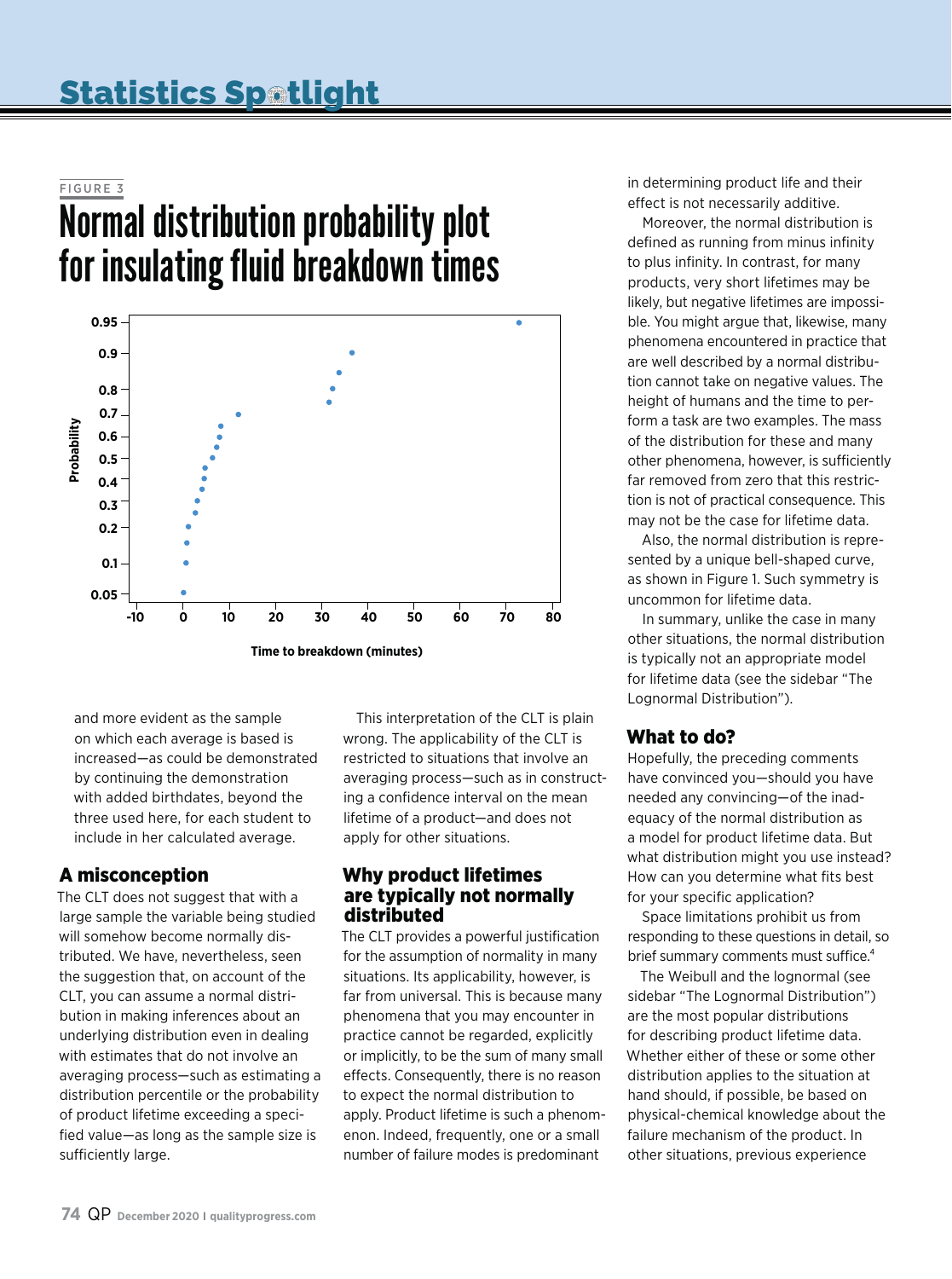FIGURE 3

## Normal distribution probability plot for insulating fluid breakdown times

and more evident as the sample on which each average is based is increased—as could be demonstrated by continuing the demonstration with added birthdates, beyond the three used here, for each student to include in her calculated average.

### A misconception

The CLT does not suggest that with a large sample the variable being studied will somehow become normally distributed. We have, nevertheless, seen the suggestion that, on account of the CLT, you can assume a normal distribution in making inferences about an underlying distribution even in dealing with estimates that do not involve an averaging process—such as estimating a distribution percentile or the probability of product lifetime exceeding a specified value—as long as the sample size is sufficiently large.

This interpretation of the CLT is plain wrong. The applicability of the CLT is restricted to situations that involve an averaging process—such as in constructing a confidence interval on the mean lifetime of a product—and does not apply for other situations.

### Why product lifetimes are typically not normally distributed

The CLT provides a powerful justification for the assumption of normality in many situations. Its applicability, however, is far from universal. This is because many phenomena that you may encounter in practice cannot be regarded, explicitly or implicitly, to be the sum of many small effects. Consequently, there is no reason to expect the normal distribution to apply. Product lifetime is such a phenomenon. Indeed, frequently, one or a small number of failure modes is predominant in determining product life and their effect is not necessarily additive.

Moreover, the normal distribution is defined as running from minus infinity to plus infinity. In contrast, for many products, very short lifetimes may be likely, but negative lifetimes are impossible. You might argue that, likewise, many phenomena encountered in practice that are well described by a normal distribution cannot take on negative values. The height of humans and the time to perform a task are two examples. The mass of the distribution for these and many other phenomena, however, is sufficiently far removed from zero that this restriction is not of practical consequence. This may not be the case for lifetime data.

Also, the normal distribution is represented by a unique bell-shaped curve, as shown in Figure 1. Such symmetry is uncommon for lifetime data.

In summary, unlike the case in many other situations, the normal distribution is typically not an appropriate model for lifetime data (see the sidebar "The Lognormal Distribution").

### What to do?

Hopefully, the preceding comments have convinced you—should you have needed any convincing—of the inadequacy of the normal distribution as a model for product lifetime data. But what distribution might you use instead? How can you determine what fits best for your specific application?

Space limitations prohibit us from responding to these questions in detail, so brief summary comments must suffice.[4]

The Weibull and the lognormal (see sidebar "The Lognormal Distribution") are the most popular distributions for describing product lifetime data. Whether either of these or some other distribution applies to the situation at hand should, if possible, be based on physical-chemical knowledge about the failure mechanism of the product. In other situations, previous experience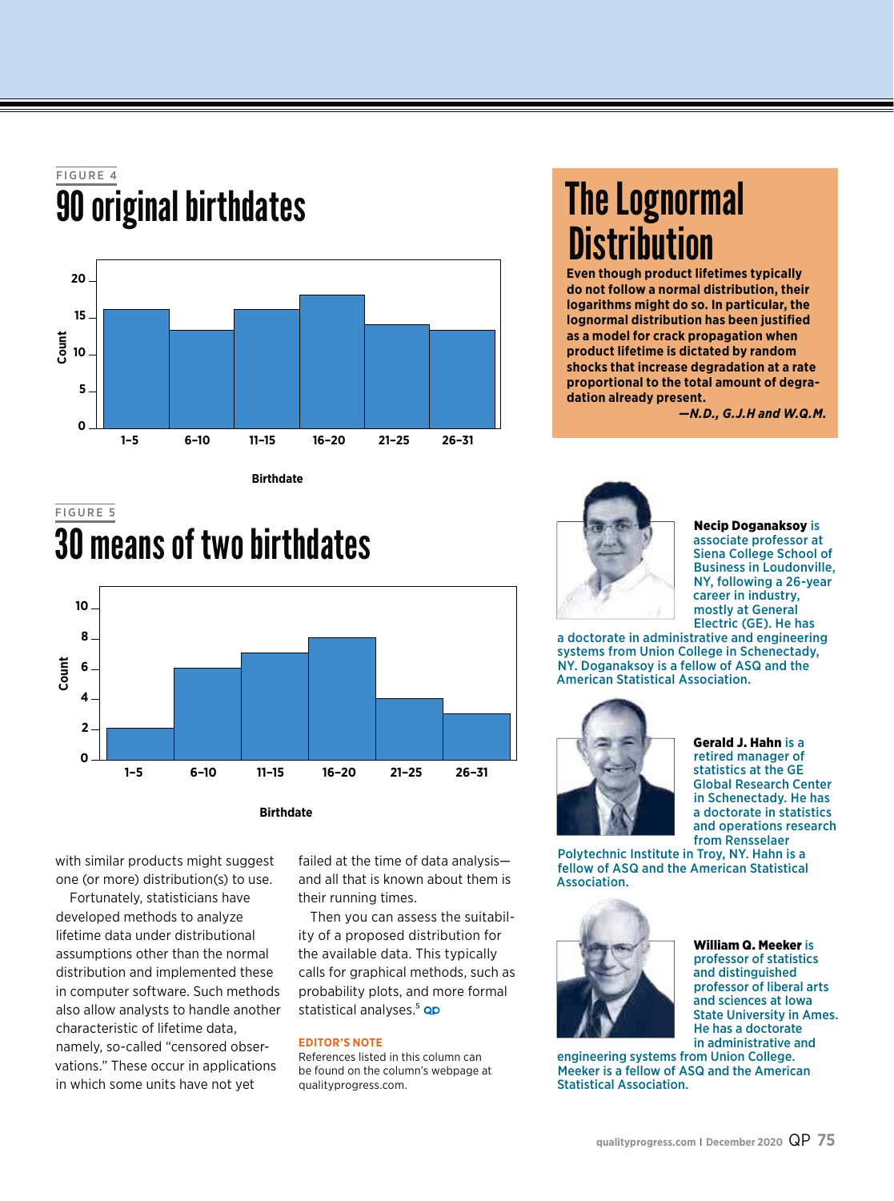FIGURE 4

## 90 original birthdates

Count

20
15
10
5
0

1–5
6–10
11–15
16–20
21–25
26–31

Birthdate

FIGURE 5

## 30 means of two birthdates

Count

10
8
6
4
2
0

1–5
6–10
11–15
16–20
21–25
26–31

Birthdate

with similar products might suggest one (or more) distribution(s) to use.

Fortunately, statisticians have developed methods to analyze lifetime data under distributional assumptions other than the normal distribution and implemented these in computer software. Such methods also allow analysts to handle another characteristic of lifetime data, namely, so-called "censored observations." These occur in applications in which some units have not yet failed at the time of data analysis—and all that is known about them is their running times.

Then you can assess the suitability of a proposed distribution for the available data. This typically calls for graphical methods, such as probability plots, and more formal statistical analyses.[5] QP

**EDITOR'S NOTE**

References listed in this column can be found on the column's webpage at qualityprogress.com.

## The Lognormal Distribution

**Even though product lifetimes typically do not follow a normal distribution, their logarithms might do so. In particular, the lognormal distribution has been justified as a model for crack propagation when product lifetime is dictated by random shocks that increase degradation at a rate proportional to the total amount of degradation already present.**

***—N.D., G.J.H and W.Q.M.***

**Necip Doganaksoy** is associate professor at Siena College School of Business in Loudonville, NY, following a 26-year career in industry, mostly at General Electric (GE). He has a doctorate in administrative and engineering systems from Union College in Schenectady, NY. Doganaksoy is a fellow of ASQ and the American Statistical Association.

**Gerald J. Hahn** is a retired manager of statistics at the GE Global Research Center in Schenectady. He has a doctorate in statistics and operations research from Rensselaer Polytechnic Institute in Troy, NY. Hahn is a fellow of ASQ and the American Statistical Association.

**William Q. Meeker** is professor of statistics and distinguished professor of liberal arts and sciences at Iowa State University in Ames. He has a doctorate in administrative and engineering systems from Union College. Meeker is a fellow of ASQ and the American Statistical Association.